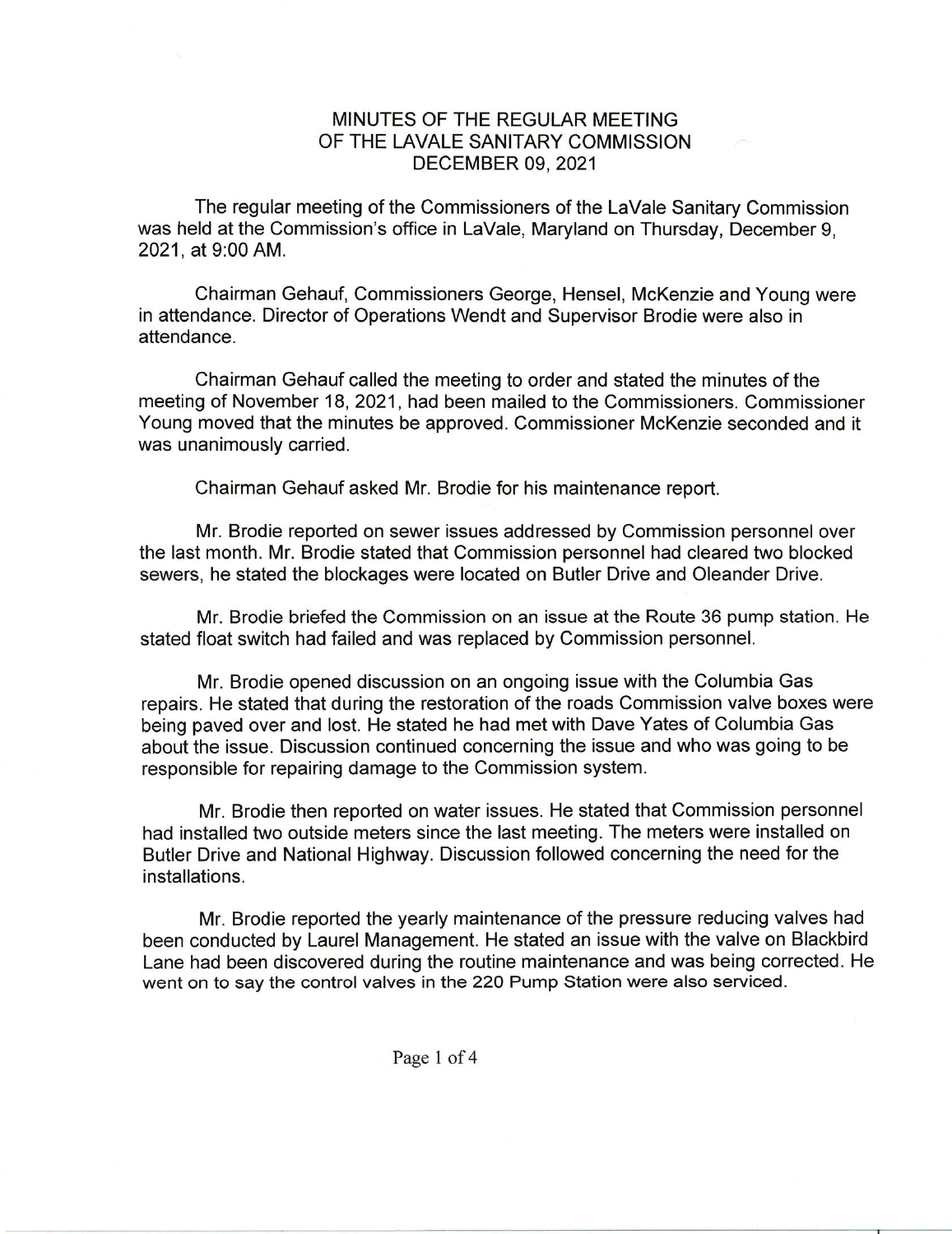# MINUTES OF THE REGULAR MEETING OF THE LAVALE SANITARY COMMISSION DECEMBER 09, 2021

The regular meeting of the Commissioners of the LaVale Sanitary Commission was held at the Commission's office in LaVale, Maryland on Thursday, December 9, 2021, at 9:00 AM.

Chairman Gehauf, Commissioners George, Hensel, McKenzie and Young were in attendance. Director of Operations Wendt and Supervisor Brodie were also in attendance.

Chairman Gehauf called the meeting to order and stated the minutes of the meeting of November 18, 2021, had been mailed to the Commissioners. Commissioner Young moved that the minutes be approved. Commissioner McKenzie seconded and it was unanimously carried.

Chairman Gehauf asked Mr. Brodie for his maintenance report.

Mr. Brodie reported on sewer issues addressed by Commission personnel over the last month. Mr. Brodie stated that Commission personnel had cleared two blocked sewers, he stated the blockages were located on Butler Drive and Oleander Drive.

Mr. Brodie briefed the Commission on an issue at the Route 36 pump station. He stated float switch had failed and was replaced by Commission personnel.

Mr. Brodie opened discussion on an ongoing issue with the Columbia Gas repairs. He stated that during the restoration of the roads Commission valve boxes were being paved over and lost. He stated he had met with Dave Yates of Columbia Gas about the issue. Discussion continued concerning the issue and who was going to be responsible for repairing damage to the Commission system.

Mr. Brodie then reported on water issues. He stated that Commission personnel had installed two outside meters since the last meeting. The meters were installed on Butler Drive and National Highway. Discussion followed concerning the need for the installations.

Mr. Brodie reported the yearly maintenance of the pressure reducing valves had been conducted by Laurel Management. He stated an issue with the valve on Blackbird Lane had been discovered during the routine maintenance and was being corrected. He went on to say the control valves in the 220 Pump Station were also serviced.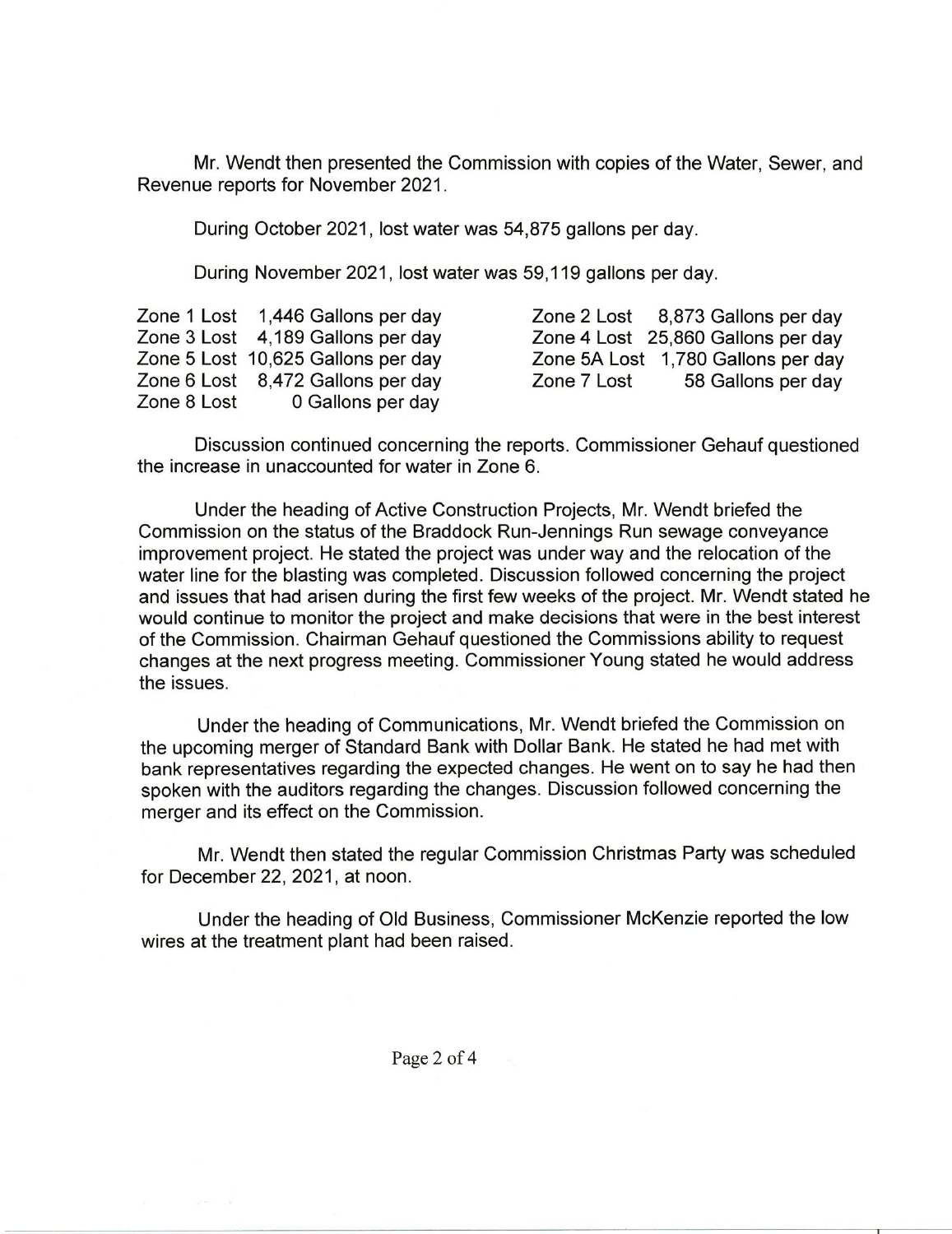Mr. Wendt then presented the Commission with copies of the Water, Sewer, and Revenue reports for November 2021.

During October 2021, lost water was 54,875 gallons per day.

During November 2021, lost water was 59,119 gallons per day.

| | | | |
|---|---|---|---|
| Zone 1 Lost | 1,446 Gallons per day | Zone 2 Lost | 8,873 Gallons per day |
| Zone 3 Lost | 4,189 Gallons per day | Zone 4 Lost | 25,860 Gallons per day |
| Zone 5 Lost | 10,625 Gallons per day | Zone 5A Lost | 1,780 Gallons per day |
| Zone 6 Lost | 8,472 Gallons per day | Zone 7 Lost | 58 Gallons per day |
| Zone 8 Lost | 0 Gallons per day | | |

Discussion continued concerning the reports. Commissioner Gehauf questioned the increase in unaccounted for water in Zone 6.

Under the heading of Active Construction Projects, Mr. Wendt briefed the Commission on the status of the Braddock Run-Jennings Run sewage conveyance improvement project. He stated the project was under way and the relocation of the water line for the blasting was completed. Discussion followed concerning the project and issues that had arisen during the first few weeks of the project. Mr. Wendt stated he would continue to monitor the project and make decisions that were in the best interest of the Commission. Chairman Gehauf questioned the Commissions ability to request changes at the next progress meeting. Commissioner Young stated he would address the issues.

Under the heading of Communications, Mr. Wendt briefed the Commission on the upcoming merger of Standard Bank with Dollar Bank. He stated he had met with bank representatives regarding the expected changes. He went on to say he had then spoken with the auditors regarding the changes. Discussion followed concerning the merger and its effect on the Commission.

Mr. Wendt then stated the regular Commission Christmas Party was scheduled for December 22, 2021, at noon.

Under the heading of Old Business, Commissioner McKenzie reported the low wires at the treatment plant had been raised.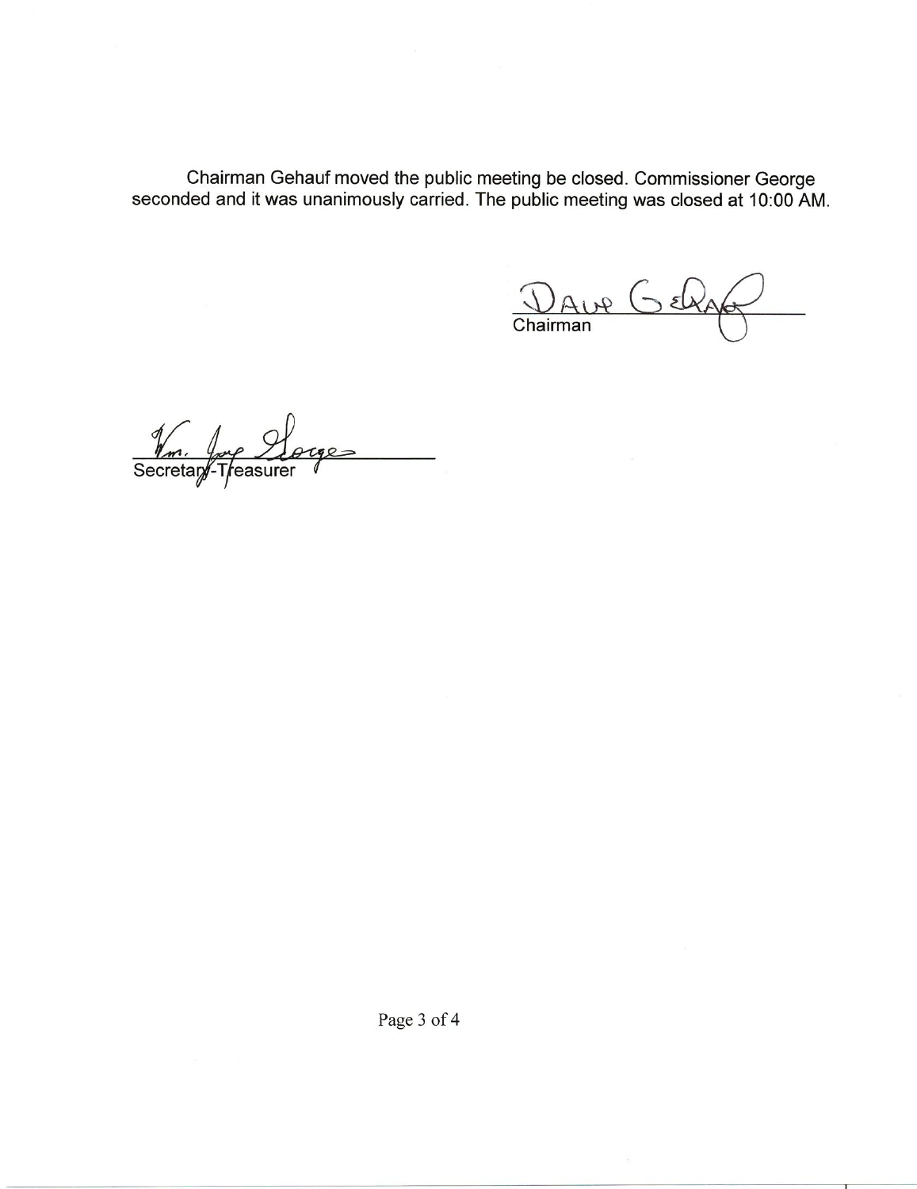Chairman Gehauf moved the public meeting be closed. Commissioner George seconded and it was unanimously carried. The public meeting was closed at 10:00 AM.

Dave Gehauf
Chairman

Wm. Joe George
Secretary-Treasurer